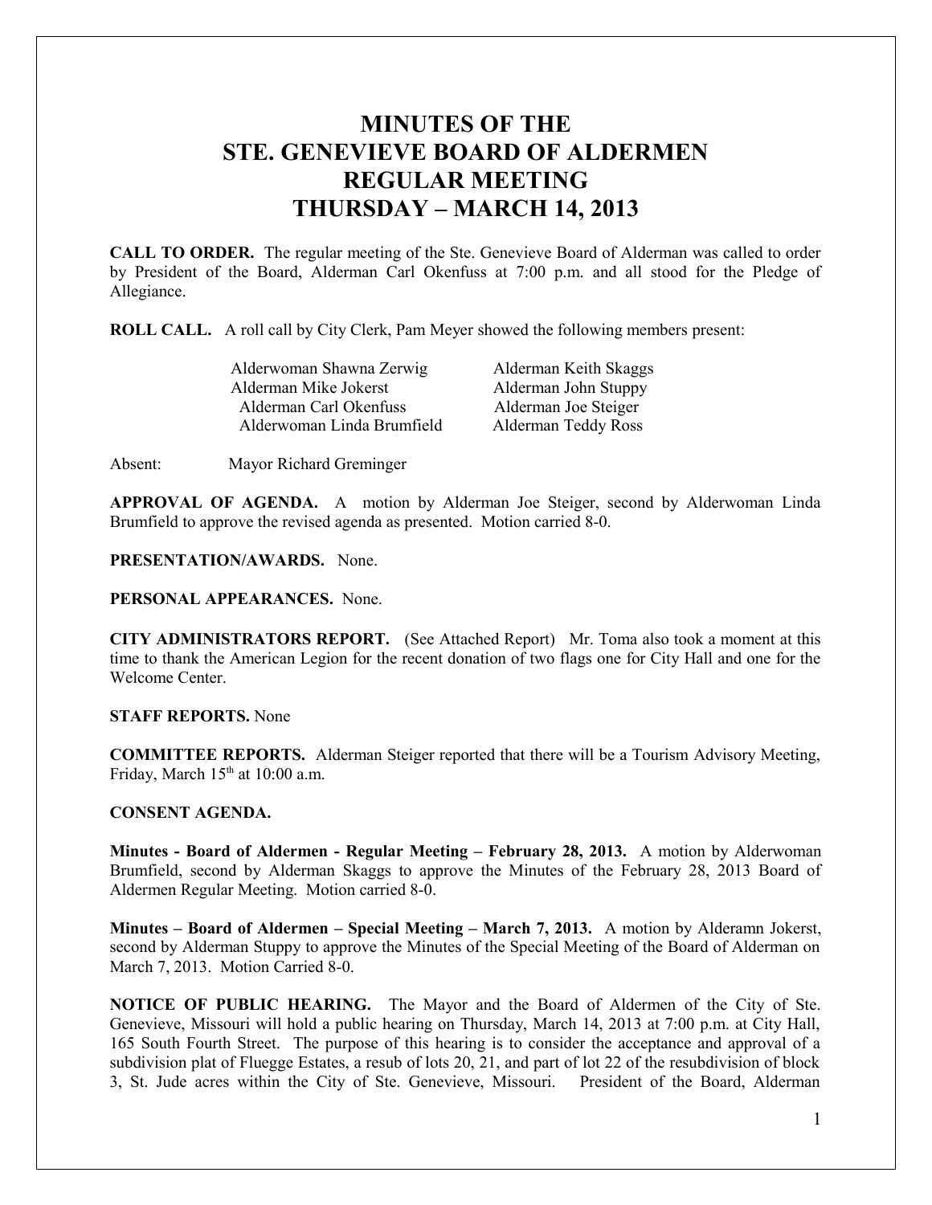# MINUTES OF THE STE. GENEVIEVE BOARD OF ALDERMEN REGULAR MEETING THURSDAY – MARCH 14, 2013

**CALL TO ORDER.** The regular meeting of the Ste. Genevieve Board of Alderman was called to order by President of the Board, Alderman Carl Okenfuss at 7:00 p.m. and all stood for the Pledge of Allegiance.

**ROLL CALL.** A roll call by City Clerk, Pam Meyer showed the following members present:

Alderwoman Shawna Zerwig
Alderman Keith Skaggs
Alderman Mike Jokerst
Alderman John Stuppy
Alderman Carl Okenfuss
Alderman Joe Steiger
Alderwoman Linda Brumfield
Alderman Teddy Ross

Absent: Mayor Richard Greminger

**APPROVAL OF AGENDA.** A motion by Alderman Joe Steiger, second by Alderwoman Linda Brumfield to approve the revised agenda as presented. Motion carried 8-0.

**PRESENTATION/AWARDS.** None.

**PERSONAL APPEARANCES.** None.

**CITY ADMINISTRATORS REPORT.** (See Attached Report) Mr. Toma also took a moment at this time to thank the American Legion for the recent donation of two flags one for City Hall and one for the Welcome Center.

**STAFF REPORTS.** None

**COMMITTEE REPORTS.** Alderman Steiger reported that there will be a Tourism Advisory Meeting, Friday, March 15th at 10:00 a.m.

**CONSENT AGENDA.**

**Minutes - Board of Aldermen - Regular Meeting – February 28, 2013.** A motion by Alderwoman Brumfield, second by Alderman Skaggs to approve the Minutes of the February 28, 2013 Board of Aldermen Regular Meeting. Motion carried 8-0.

**Minutes – Board of Aldermen – Special Meeting – March 7, 2013.** A motion by Alderamn Jokerst, second by Alderman Stuppy to approve the Minutes of the Special Meeting of the Board of Alderman on March 7, 2013. Motion Carried 8-0.

**NOTICE OF PUBLIC HEARING.** The Mayor and the Board of Aldermen of the City of Ste. Genevieve, Missouri will hold a public hearing on Thursday, March 14, 2013 at 7:00 p.m. at City Hall, 165 South Fourth Street. The purpose of this hearing is to consider the acceptance and approval of a subdivision plat of Fluegge Estates, a resub of lots 20, 21, and part of lot 22 of the resubdivision of block 3, St. Jude acres within the City of Ste. Genevieve, Missouri. President of the Board, Alderman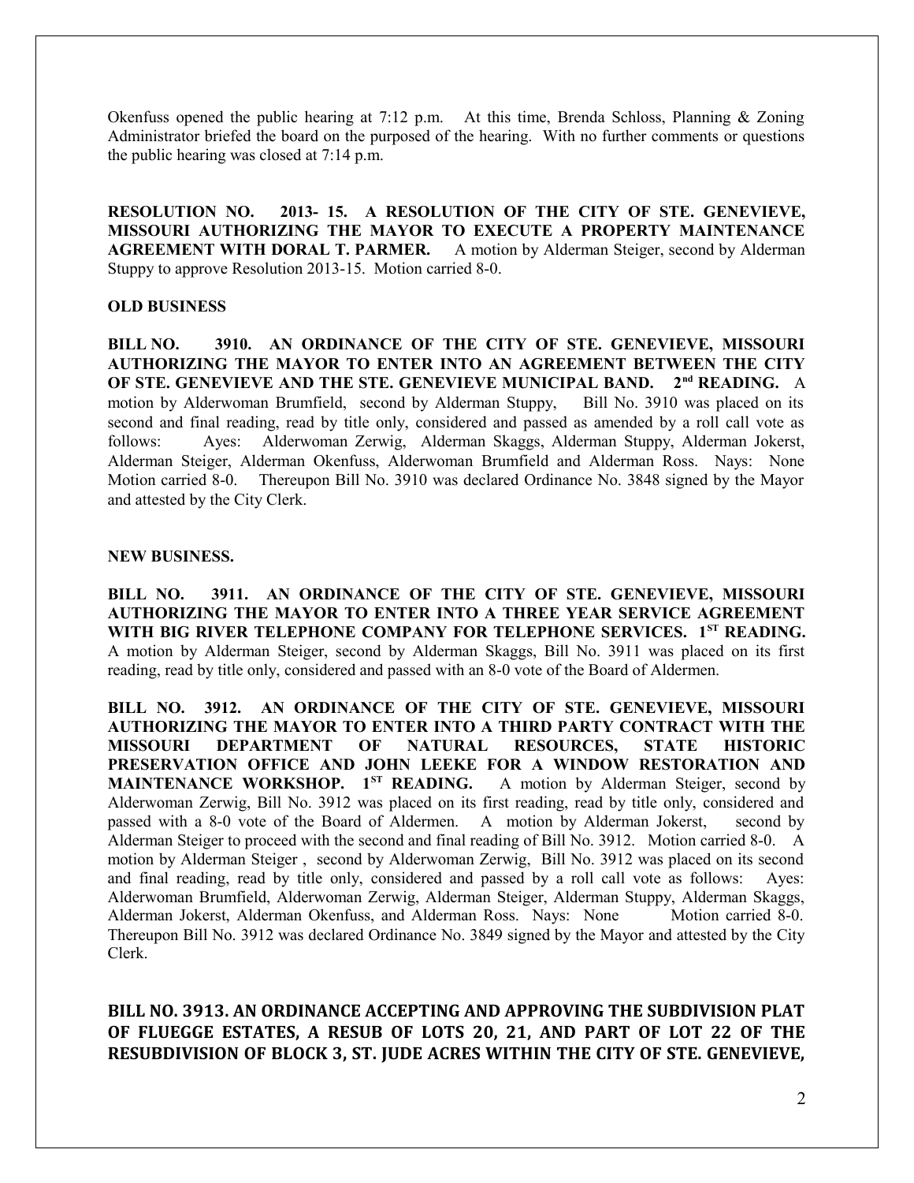Okenfuss opened the public hearing at 7:12 p.m. At this time, Brenda Schloss, Planning & Zoning Administrator briefed the board on the purposed of the hearing. With no further comments or questions the public hearing was closed at 7:14 p.m.

**RESOLUTION NO. 2013- 15. A RESOLUTION OF THE CITY OF STE. GENEVIEVE, MISSOURI AUTHORIZING THE MAYOR TO EXECUTE A PROPERTY MAINTENANCE AGREEMENT WITH DORAL T. PARMER.** A motion by Alderman Steiger, second by Alderman Stuppy to approve Resolution 2013-15. Motion carried 8-0.

**OLD BUSINESS**

**BILL NO. 3910. AN ORDINANCE OF THE CITY OF STE. GENEVIEVE, MISSOURI AUTHORIZING THE MAYOR TO ENTER INTO AN AGREEMENT BETWEEN THE CITY OF STE. GENEVIEVE AND THE STE. GENEVIEVE MUNICIPAL BAND. 2nd READING.** A motion by Alderwoman Brumfield, second by Alderman Stuppy, Bill No. 3910 was placed on its second and final reading, read by title only, considered and passed as amended by a roll call vote as follows: Ayes: Alderwoman Zerwig, Alderman Skaggs, Alderman Stuppy, Alderman Jokerst, Alderman Steiger, Alderman Okenfuss, Alderwoman Brumfield and Alderman Ross. Nays: None Motion carried 8-0. Thereupon Bill No. 3910 was declared Ordinance No. 3848 signed by the Mayor and attested by the City Clerk.

**NEW BUSINESS.**

**BILL NO. 3911. AN ORDINANCE OF THE CITY OF STE. GENEVIEVE, MISSOURI AUTHORIZING THE MAYOR TO ENTER INTO A THREE YEAR SERVICE AGREEMENT WITH BIG RIVER TELEPHONE COMPANY FOR TELEPHONE SERVICES. 1ST READING.** A motion by Alderman Steiger, second by Alderman Skaggs, Bill No. 3911 was placed on its first reading, read by title only, considered and passed with an 8-0 vote of the Board of Aldermen.

**BILL NO. 3912. AN ORDINANCE OF THE CITY OF STE. GENEVIEVE, MISSOURI AUTHORIZING THE MAYOR TO ENTER INTO A THIRD PARTY CONTRACT WITH THE MISSOURI DEPARTMENT OF NATURAL RESOURCES, STATE HISTORIC PRESERVATION OFFICE AND JOHN LEEKE FOR A WINDOW RESTORATION AND MAINTENANCE WORKSHOP. 1ST READING.** A motion by Alderman Steiger, second by Alderwoman Zerwig, Bill No. 3912 was placed on its first reading, read by title only, considered and passed with a 8-0 vote of the Board of Aldermen. A motion by Alderman Jokerst, second by Alderman Steiger to proceed with the second and final reading of Bill No. 3912. Motion carried 8-0. A motion by Alderman Steiger , second by Alderwoman Zerwig, Bill No. 3912 was placed on its second and final reading, read by title only, considered and passed by a roll call vote as follows: Ayes: Alderwoman Brumfield, Alderwoman Zerwig, Alderman Steiger, Alderman Stuppy, Alderman Skaggs, Alderman Jokerst, Alderman Okenfuss, and Alderman Ross. Nays: None Motion carried 8-0. Thereupon Bill No. 3912 was declared Ordinance No. 3849 signed by the Mayor and attested by the City Clerk.

**BILL NO. 3913. AN ORDINANCE ACCEPTING AND APPROVING THE SUBDIVISION PLAT OF FLUEGGE ESTATES, A RESUB OF LOTS 20, 21, AND PART OF LOT 22 OF THE RESUBDIVISION OF BLOCK 3, ST. JUDE ACRES WITHIN THE CITY OF STE. GENEVIEVE,**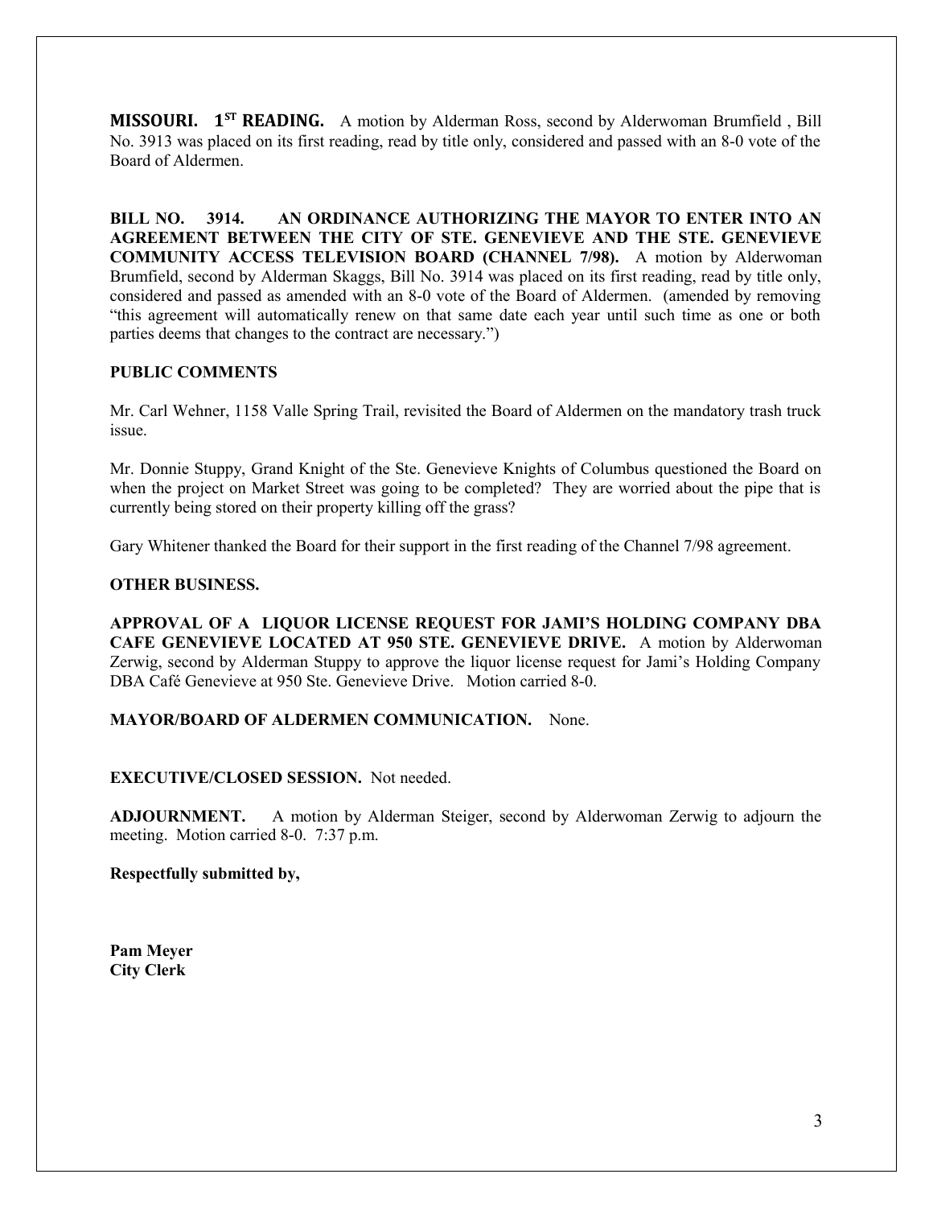**MISSOURI. 1ST READING.** A motion by Alderman Ross, second by Alderwoman Brumfield , Bill No. 3913 was placed on its first reading, read by title only, considered and passed with an 8-0 vote of the Board of Aldermen.

**BILL NO. 3914. AN ORDINANCE AUTHORIZING THE MAYOR TO ENTER INTO AN AGREEMENT BETWEEN THE CITY OF STE. GENEVIEVE AND THE STE. GENEVIEVE COMMUNITY ACCESS TELEVISION BOARD (CHANNEL 7/98).** A motion by Alderwoman Brumfield, second by Alderman Skaggs, Bill No. 3914 was placed on its first reading, read by title only, considered and passed as amended with an 8-0 vote of the Board of Aldermen. (amended by removing "this agreement will automatically renew on that same date each year until such time as one or both parties deems that changes to the contract are necessary.")

**PUBLIC COMMENTS**

Mr. Carl Wehner, 1158 Valle Spring Trail, revisited the Board of Aldermen on the mandatory trash truck issue.

Mr. Donnie Stuppy, Grand Knight of the Ste. Genevieve Knights of Columbus questioned the Board on when the project on Market Street was going to be completed? They are worried about the pipe that is currently being stored on their property killing off the grass?

Gary Whitener thanked the Board for their support in the first reading of the Channel 7/98 agreement.

**OTHER BUSINESS.**

**APPROVAL OF A LIQUOR LICENSE REQUEST FOR JAMI'S HOLDING COMPANY DBA CAFE GENEVIEVE LOCATED AT 950 STE. GENEVIEVE DRIVE.** A motion by Alderwoman Zerwig, second by Alderman Stuppy to approve the liquor license request for Jami's Holding Company DBA Café Genevieve at 950 Ste. Genevieve Drive. Motion carried 8-0.

**MAYOR/BOARD OF ALDERMEN COMMUNICATION.** None.

**EXECUTIVE/CLOSED SESSION.** Not needed.

**ADJOURNMENT.** A motion by Alderman Steiger, second by Alderwoman Zerwig to adjourn the meeting. Motion carried 8-0. 7:37 p.m.

**Respectfully submitted by,**

**Pam Meyer**
**City Clerk**